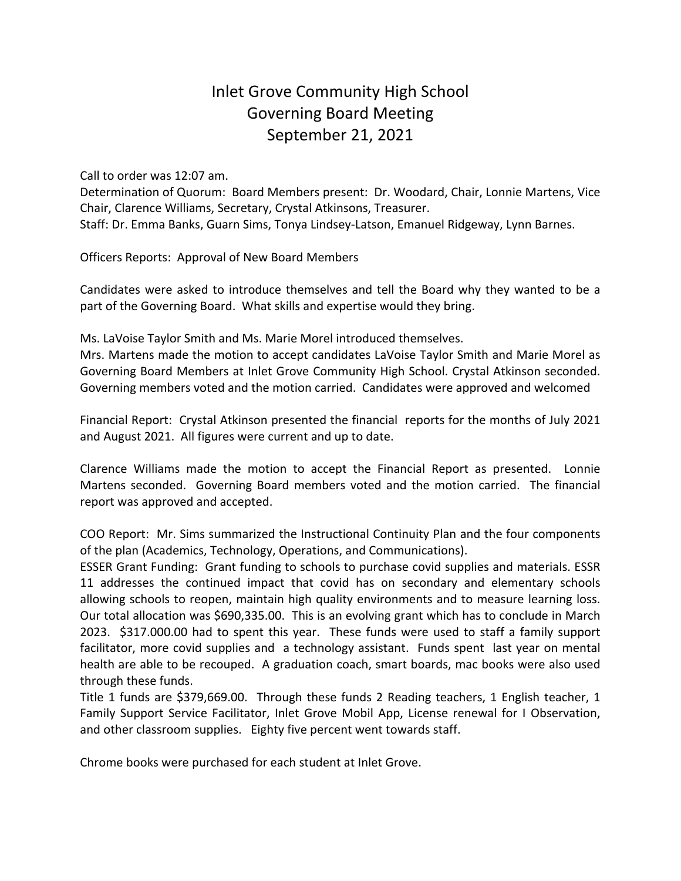# Inlet Grove Community High School
## Governing Board Meeting
## September 21, 2021

Call to order was 12:07 am.
Determination of Quorum: Board Members present: Dr. Woodard, Chair, Lonnie Martens, Vice Chair, Clarence Williams, Secretary, Crystal Atkinsons, Treasurer.
Staff: Dr. Emma Banks, Guarn Sims, Tonya Lindsey-Latson, Emanuel Ridgeway, Lynn Barnes.

Officers Reports: Approval of New Board Members

Candidates were asked to introduce themselves and tell the Board why they wanted to be a part of the Governing Board. What skills and expertise would they bring.

Ms. LaVoise Taylor Smith and Ms. Marie Morel introduced themselves.
Mrs. Martens made the motion to accept candidates LaVoise Taylor Smith and Marie Morel as Governing Board Members at Inlet Grove Community High School. Crystal Atkinson seconded. Governing members voted and the motion carried. Candidates were approved and welcomed

Financial Report: Crystal Atkinson presented the financial reports for the months of July 2021 and August 2021. All figures were current and up to date.

Clarence Williams made the motion to accept the Financial Report as presented. Lonnie Martens seconded. Governing Board members voted and the motion carried. The financial report was approved and accepted.

COO Report: Mr. Sims summarized the Instructional Continuity Plan and the four components of the plan (Academics, Technology, Operations, and Communications).
ESSER Grant Funding: Grant funding to schools to purchase covid supplies and materials. ESSR 11 addresses the continued impact that covid has on secondary and elementary schools allowing schools to reopen, maintain high quality environments and to measure learning loss. Our total allocation was $690,335.00. This is an evolving grant which has to conclude in March 2023. $317.000.00 had to spent this year. These funds were used to staff a family support facilitator, more covid supplies and a technology assistant. Funds spent last year on mental health are able to be recouped. A graduation coach, smart boards, mac books were also used through these funds.
Title 1 funds are $379,669.00. Through these funds 2 Reading teachers, 1 English teacher, 1 Family Support Service Facilitator, Inlet Grove Mobil App, License renewal for I Observation, and other classroom supplies. Eighty five percent went towards staff.

Chrome books were purchased for each student at Inlet Grove.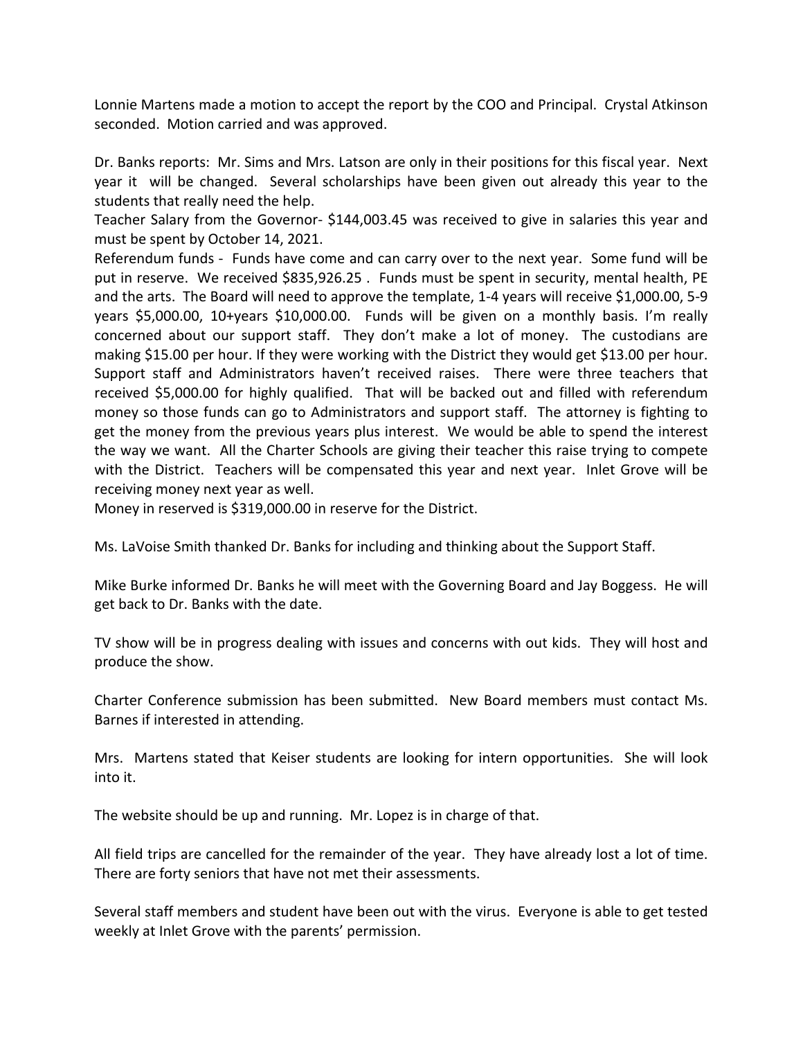Lonnie Martens made a motion to accept the report by the COO and Principal. Crystal Atkinson seconded. Motion carried and was approved.

Dr. Banks reports: Mr. Sims and Mrs. Latson are only in their positions for this fiscal year. Next year it will be changed. Several scholarships have been given out already this year to the students that really need the help.
Teacher Salary from the Governor- $144,003.45 was received to give in salaries this year and must be spent by October 14, 2021.
Referendum funds - Funds have come and can carry over to the next year. Some fund will be put in reserve. We received $835,926.25 . Funds must be spent in security, mental health, PE and the arts. The Board will need to approve the template, 1-4 years will receive $1,000.00, 5-9 years $5,000.00, 10+years $10,000.00. Funds will be given on a monthly basis. I'm really concerned about our support staff. They don't make a lot of money. The custodians are making $15.00 per hour. If they were working with the District they would get $13.00 per hour. Support staff and Administrators haven't received raises. There were three teachers that received $5,000.00 for highly qualified. That will be backed out and filled with referendum money so those funds can go to Administrators and support staff. The attorney is fighting to get the money from the previous years plus interest. We would be able to spend the interest the way we want. All the Charter Schools are giving their teacher this raise trying to compete with the District. Teachers will be compensated this year and next year. Inlet Grove will be receiving money next year as well.
Money in reserved is $319,000.00 in reserve for the District.

Ms. LaVoise Smith thanked Dr. Banks for including and thinking about the Support Staff.

Mike Burke informed Dr. Banks he will meet with the Governing Board and Jay Boggess. He will get back to Dr. Banks with the date.

TV show will be in progress dealing with issues and concerns with out kids. They will host and produce the show.

Charter Conference submission has been submitted. New Board members must contact Ms. Barnes if interested in attending.

Mrs. Martens stated that Keiser students are looking for intern opportunities. She will look into it.

The website should be up and running. Mr. Lopez is in charge of that.

All field trips are cancelled for the remainder of the year. They have already lost a lot of time. There are forty seniors that have not met their assessments.

Several staff members and student have been out with the virus. Everyone is able to get tested weekly at Inlet Grove with the parents' permission.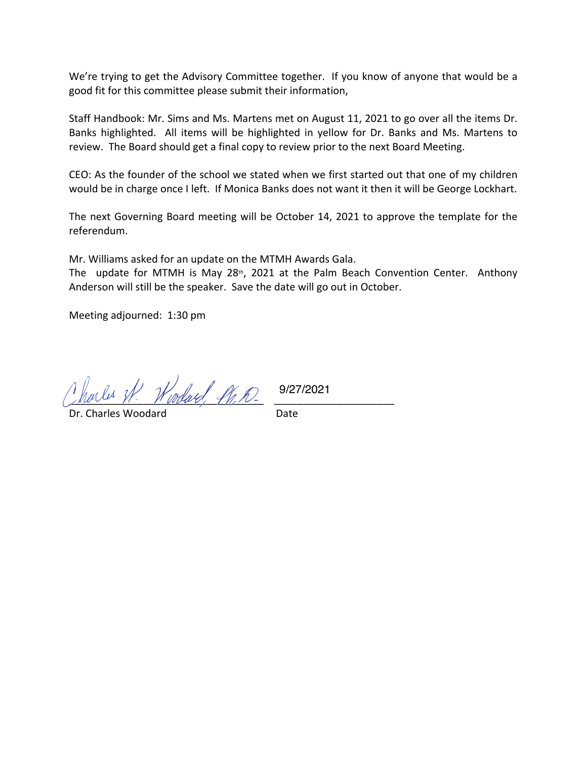We're trying to get the Advisory Committee together. If you know of anyone that would be a good fit for this committee please submit their information,

Staff Handbook: Mr. Sims and Ms. Martens met on August 11, 2021 to go over all the items Dr. Banks highlighted. All items will be highlighted in yellow for Dr. Banks and Ms. Martens to review. The Board should get a final copy to review prior to the next Board Meeting.

CEO: As the founder of the school we stated when we first started out that one of my children would be in charge once I left. If Monica Banks does not want it then it will be George Lockhart.

The next Governing Board meeting will be October 14, 2021 to approve the template for the referendum.

Mr. Williams asked for an update on the MTMH Awards Gala.
The update for MTMH is May 28th, 2021 at the Palm Beach Convention Center. Anthony Anderson will still be the speaker. Save the date will go out in October.

Meeting adjourned: 1:30 pm

Charles W. Woodard, Ph.D. 9/27/2021

Dr. Charles Woodard Date